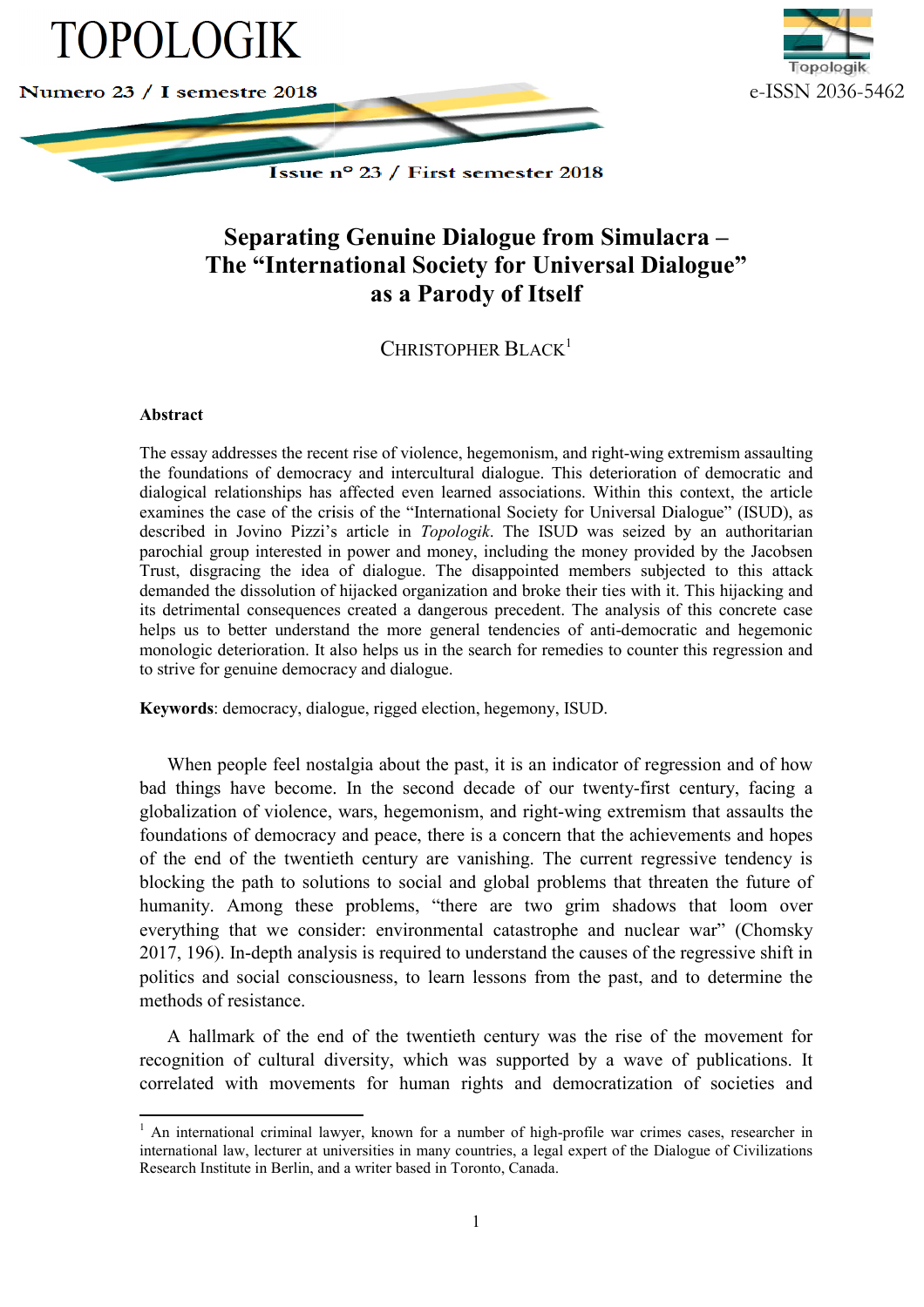# Separating Genuine Dialogue from Simulacra – The "International Society for Universal Dialogue" as a Parody of Itself

CHRISTOPHER BLACK[1]

### Abstract

The essay addresses the recent rise of violence, hegemonism, and right-wing extremism assaulting the foundations of democracy and intercultural dialogue. This deterioration of democratic and dialogical relationships has affected even learned associations. Within this context, the article examines the case of the crisis of the "International Society for Universal Dialogue" (ISUD), as described in Jovino Pizzi's article in *Topologik*. The ISUD was seized by an authoritarian parochial group interested in power and money, including the money provided by the Jacobsen Trust, disgracing the idea of dialogue. The disappointed members subjected to this attack demanded the dissolution of hijacked organization and broke their ties with it. This hijacking and its detrimental consequences created a dangerous precedent. The analysis of this concrete case helps us to better understand the more general tendencies of anti-democratic and hegemonic monologic deterioration. It also helps us in the search for remedies to counter this regression and to strive for genuine democracy and dialogue.

**Keywords**: democracy, dialogue, rigged election, hegemony, ISUD.

When people feel nostalgia about the past, it is an indicator of regression and of how bad things have become. In the second decade of our twenty-first century, facing a globalization of violence, wars, hegemonism, and right-wing extremism that assaults the foundations of democracy and peace, there is a concern that the achievements and hopes of the end of the twentieth century are vanishing. The current regressive tendency is blocking the path to solutions to social and global problems that threaten the future of humanity. Among these problems, "there are two grim shadows that loom over everything that we consider: environmental catastrophe and nuclear war" (Chomsky 2017, 196). In-depth analysis is required to understand the causes of the regressive shift in politics and social consciousness, to learn lessons from the past, and to determine the methods of resistance.

A hallmark of the end of the twentieth century was the rise of the movement for recognition of cultural diversity, which was supported by a wave of publications. It correlated with movements for human rights and democratization of societies and

---

[1] An international criminal lawyer, known for a number of high-profile war crimes cases, researcher in international law, lecturer at universities in many countries, a legal expert of the Dialogue of Civilizations Research Institute in Berlin, and a writer based in Toronto, Canada.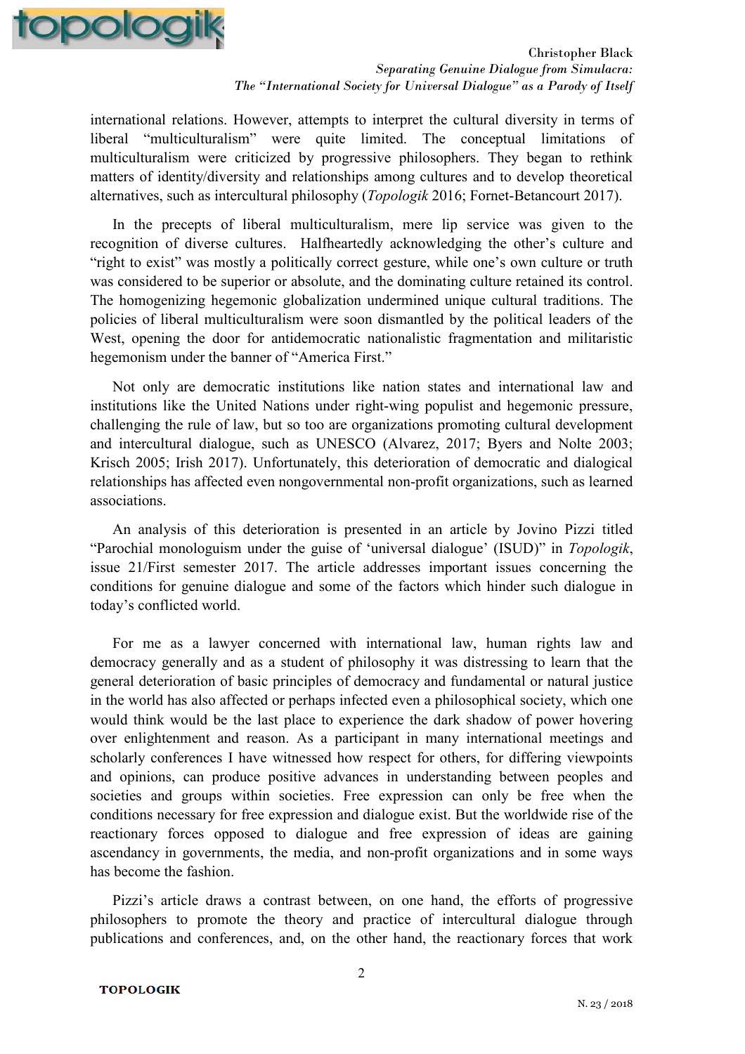international relations. However, attempts to interpret the cultural diversity in terms of liberal "multiculturalism" were quite limited. The conceptual limitations of multiculturalism were criticized by progressive philosophers. They began to rethink matters of identity/diversity and relationships among cultures and to develop theoretical alternatives, such as intercultural philosophy (*Topologik* 2016; Fornet-Betancourt 2017).

In the precepts of liberal multiculturalism, mere lip service was given to the recognition of diverse cultures. Halfheartedly acknowledging the other's culture and "right to exist" was mostly a politically correct gesture, while one's own culture or truth was considered to be superior or absolute, and the dominating culture retained its control. The homogenizing hegemonic globalization undermined unique cultural traditions. The policies of liberal multiculturalism were soon dismantled by the political leaders of the West, opening the door for antidemocratic nationalistic fragmentation and militaristic hegemonism under the banner of "America First."

Not only are democratic institutions like nation states and international law and institutions like the United Nations under right-wing populist and hegemonic pressure, challenging the rule of law, but so too are organizations promoting cultural development and intercultural dialogue, such as UNESCO (Alvarez, 2017; Byers and Nolte 2003; Krisch 2005; Irish 2017). Unfortunately, this deterioration of democratic and dialogical relationships has affected even nongovernmental non-profit organizations, such as learned associations.

An analysis of this deterioration is presented in an article by Jovino Pizzi titled "Parochial monologuism under the guise of 'universal dialogue' (ISUD)" in *Topologik*, issue 21/First semester 2017. The article addresses important issues concerning the conditions for genuine dialogue and some of the factors which hinder such dialogue in today's conflicted world.

For me as a lawyer concerned with international law, human rights law and democracy generally and as a student of philosophy it was distressing to learn that the general deterioration of basic principles of democracy and fundamental or natural justice in the world has also affected or perhaps infected even a philosophical society, which one would think would be the last place to experience the dark shadow of power hovering over enlightenment and reason. As a participant in many international meetings and scholarly conferences I have witnessed how respect for others, for differing viewpoints and opinions, can produce positive advances in understanding between peoples and societies and groups within societies. Free expression can only be free when the conditions necessary for free expression and dialogue exist. But the worldwide rise of the reactionary forces opposed to dialogue and free expression of ideas are gaining ascendancy in governments, the media, and non-profit organizations and in some ways has become the fashion.

Pizzi's article draws a contrast between, on one hand, the efforts of progressive philosophers to promote the theory and practice of intercultural dialogue through publications and conferences, and, on the other hand, the reactionary forces that work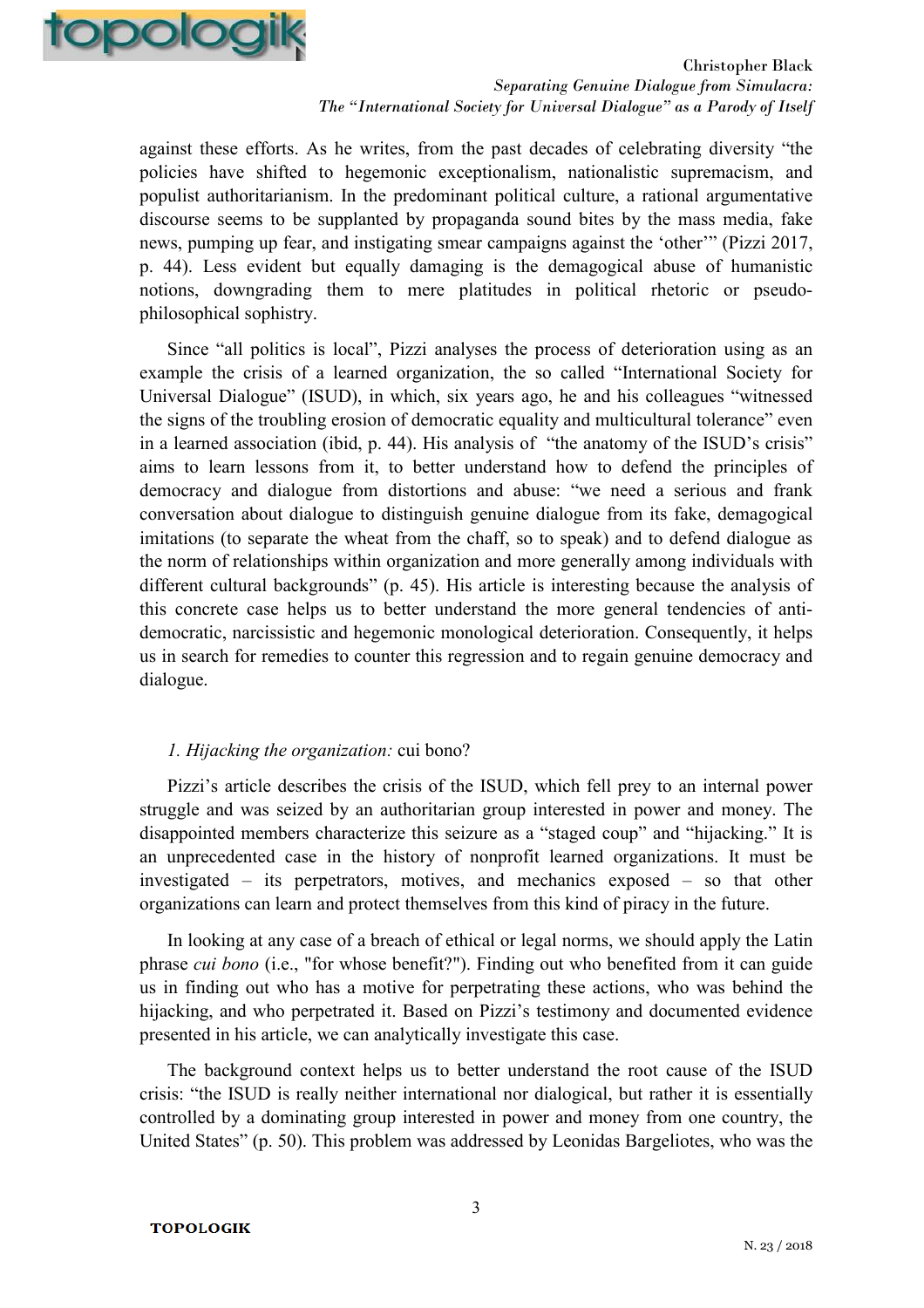against these efforts. As he writes, from the past decades of celebrating diversity "the policies have shifted to hegemonic exceptionalism, nationalistic supremacism, and populist authoritarianism. In the predominant political culture, a rational argumentative discourse seems to be supplanted by propaganda sound bites by the mass media, fake news, pumping up fear, and instigating smear campaigns against the 'other'" (Pizzi 2017, p. 44). Less evident but equally damaging is the demagogical abuse of humanistic notions, downgrading them to mere platitudes in political rhetoric or pseudo-philosophical sophistry.

Since "all politics is local", Pizzi analyses the process of deterioration using as an example the crisis of a learned organization, the so called "International Society for Universal Dialogue" (ISUD), in which, six years ago, he and his colleagues "witnessed the signs of the troubling erosion of democratic equality and multicultural tolerance" even in a learned association (ibid, p. 44). His analysis of "the anatomy of the ISUD's crisis" aims to learn lessons from it, to better understand how to defend the principles of democracy and dialogue from distortions and abuse: "we need a serious and frank conversation about dialogue to distinguish genuine dialogue from its fake, demagogical imitations (to separate the wheat from the chaff, so to speak) and to defend dialogue as the norm of relationships within organization and more generally among individuals with different cultural backgrounds" (p. 45). His article is interesting because the analysis of this concrete case helps us to better understand the more general tendencies of anti-democratic, narcissistic and hegemonic monological deterioration. Consequently, it helps us in search for remedies to counter this regression and to regain genuine democracy and dialogue.

### *1. Hijacking the organization:* cui bono?

Pizzi's article describes the crisis of the ISUD, which fell prey to an internal power struggle and was seized by an authoritarian group interested in power and money. The disappointed members characterize this seizure as a "staged coup" and "hijacking." It is an unprecedented case in the history of nonprofit learned organizations. It must be investigated – its perpetrators, motives, and mechanics exposed – so that other organizations can learn and protect themselves from this kind of piracy in the future.

In looking at any case of a breach of ethical or legal norms, we should apply the Latin phrase *cui bono* (i.e., "for whose benefit?"). Finding out who benefited from it can guide us in finding out who has a motive for perpetrating these actions, who was behind the hijacking, and who perpetrated it. Based on Pizzi's testimony and documented evidence presented in his article, we can analytically investigate this case.

The background context helps us to better understand the root cause of the ISUD crisis: "the ISUD is really neither international nor dialogical, but rather it is essentially controlled by a dominating group interested in power and money from one country, the United States" (p. 50). This problem was addressed by Leonidas Bargeliotes, who was the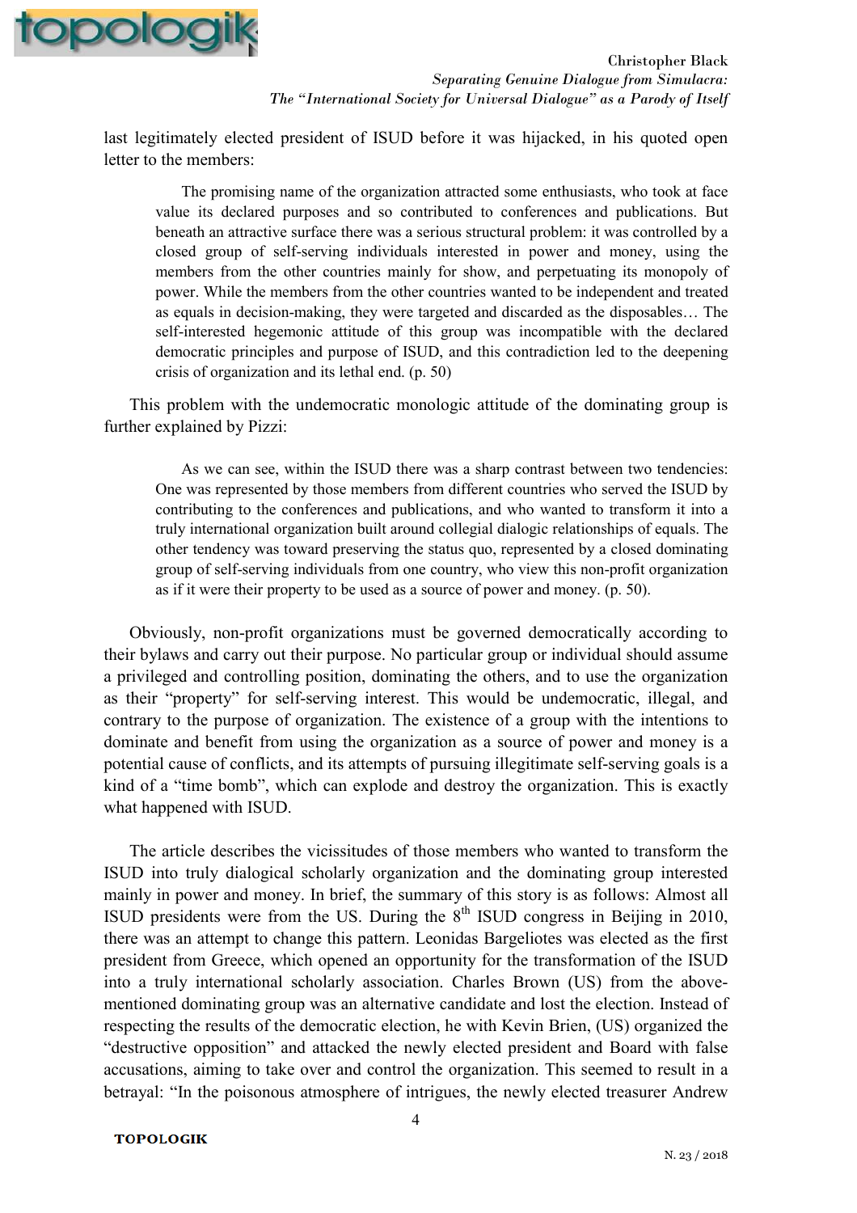last legitimately elected president of ISUD before it was hijacked, in his quoted open letter to the members:

> The promising name of the organization attracted some enthusiasts, who took at face value its declared purposes and so contributed to conferences and publications. But beneath an attractive surface there was a serious structural problem: it was controlled by a closed group of self-serving individuals interested in power and money, using the members from the other countries mainly for show, and perpetuating its monopoly of power. While the members from the other countries wanted to be independent and treated as equals in decision-making, they were targeted and discarded as the disposables… The self-interested hegemonic attitude of this group was incompatible with the declared democratic principles and purpose of ISUD, and this contradiction led to the deepening crisis of organization and its lethal end. (p. 50)

This problem with the undemocratic monologic attitude of the dominating group is further explained by Pizzi:

> As we can see, within the ISUD there was a sharp contrast between two tendencies: One was represented by those members from different countries who served the ISUD by contributing to the conferences and publications, and who wanted to transform it into a truly international organization built around collegial dialogic relationships of equals. The other tendency was toward preserving the status quo, represented by a closed dominating group of self-serving individuals from one country, who view this non-profit organization as if it were their property to be used as a source of power and money. (p. 50).

Obviously, non-profit organizations must be governed democratically according to their bylaws and carry out their purpose. No particular group or individual should assume a privileged and controlling position, dominating the others, and to use the organization as their "property" for self-serving interest. This would be undemocratic, illegal, and contrary to the purpose of organization. The existence of a group with the intentions to dominate and benefit from using the organization as a source of power and money is a potential cause of conflicts, and its attempts of pursuing illegitimate self-serving goals is a kind of a "time bomb", which can explode and destroy the organization. This is exactly what happened with ISUD.

The article describes the vicissitudes of those members who wanted to transform the ISUD into truly dialogical scholarly organization and the dominating group interested mainly in power and money. In brief, the summary of this story is as follows: Almost all ISUD presidents were from the US. During the 8th ISUD congress in Beijing in 2010, there was an attempt to change this pattern. Leonidas Bargeliotes was elected as the first president from Greece, which opened an opportunity for the transformation of the ISUD into a truly international scholarly association. Charles Brown (US) from the above-mentioned dominating group was an alternative candidate and lost the election. Instead of respecting the results of the democratic election, he with Kevin Brien, (US) organized the "destructive opposition" and attacked the newly elected president and Board with false accusations, aiming to take over and control the organization. This seemed to result in a betrayal: "In the poisonous atmosphere of intrigues, the newly elected treasurer Andrew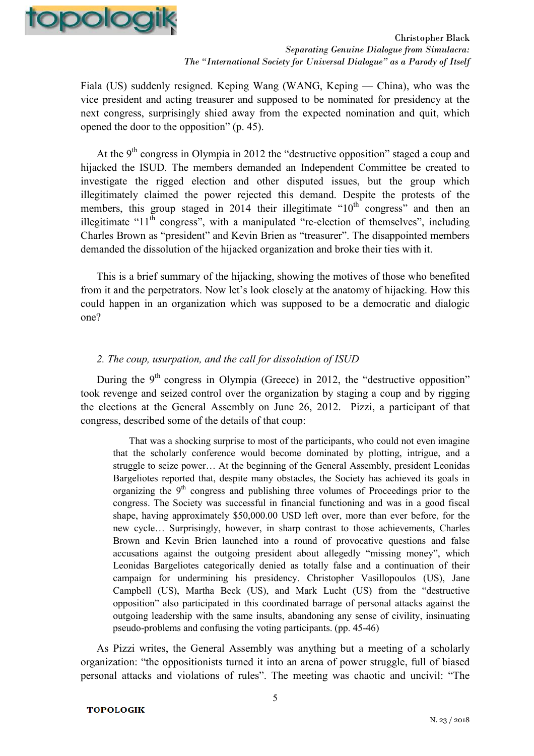Fiala (US) suddenly resigned. Keping Wang (WANG, Keping — China), who was the vice president and acting treasurer and supposed to be nominated for presidency at the next congress, surprisingly shied away from the expected nomination and quit, which opened the door to the opposition" (p. 45).

At the 9th congress in Olympia in 2012 the "destructive opposition" staged a coup and hijacked the ISUD. The members demanded an Independent Committee be created to investigate the rigged election and other disputed issues, but the group which illegitimately claimed the power rejected this demand. Despite the protests of the members, this group staged in 2014 their illegitimate "10th congress" and then an illegitimate "11th congress", with a manipulated "re-election of themselves", including Charles Brown as "president" and Kevin Brien as "treasurer". The disappointed members demanded the dissolution of the hijacked organization and broke their ties with it.

This is a brief summary of the hijacking, showing the motives of those who benefited from it and the perpetrators. Now let's look closely at the anatomy of hijacking. How this could happen in an organization which was supposed to be a democratic and dialogic one?

## *2. The coup, usurpation, and the call for dissolution of ISUD*

During the 9th congress in Olympia (Greece) in 2012, the "destructive opposition" took revenge and seized control over the organization by staging a coup and by rigging the elections at the General Assembly on June 26, 2012. Pizzi, a participant of that congress, described some of the details of that coup:

> That was a shocking surprise to most of the participants, who could not even imagine that the scholarly conference would become dominated by plotting, intrigue, and a struggle to seize power… At the beginning of the General Assembly, president Leonidas Bargeliotes reported that, despite many obstacles, the Society has achieved its goals in organizing the 9th congress and publishing three volumes of Proceedings prior to the congress. The Society was successful in financial functioning and was in a good fiscal shape, having approximately $50,000.00 USD left over, more than ever before, for the new cycle… Surprisingly, however, in sharp contrast to those achievements, Charles Brown and Kevin Brien launched into a round of provocative questions and false accusations against the outgoing president about allegedly "missing money", which Leonidas Bargeliotes categorically denied as totally false and a continuation of their campaign for undermining his presidency. Christopher Vasillopoulos (US), Jane Campbell (US), Martha Beck (US), and Mark Lucht (US) from the "destructive opposition" also participated in this coordinated barrage of personal attacks against the outgoing leadership with the same insults, abandoning any sense of civility, insinuating pseudo-problems and confusing the voting participants. (pp. 45-46)

As Pizzi writes, the General Assembly was anything but a meeting of a scholarly organization: "the oppositionists turned it into an arena of power struggle, full of biased personal attacks and violations of rules". The meeting was chaotic and uncivil: "The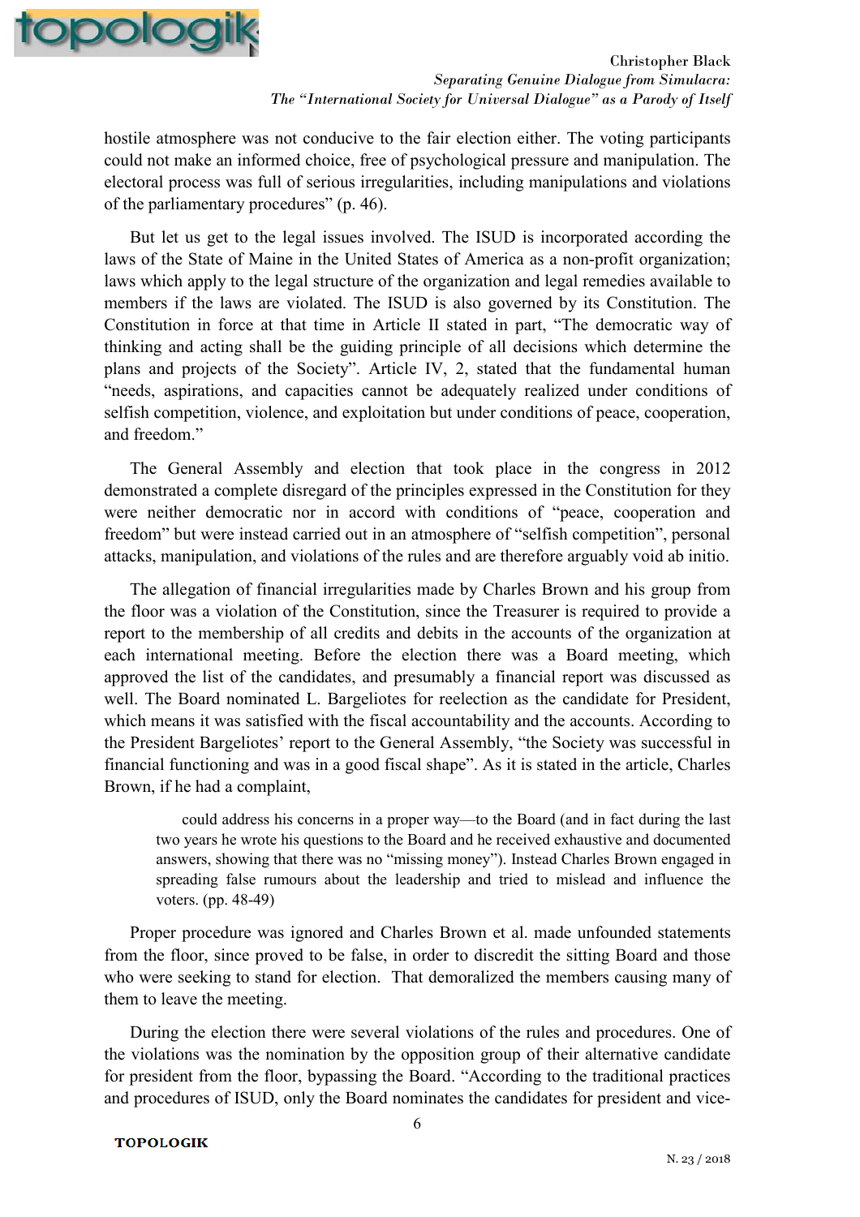hostile atmosphere was not conducive to the fair election either. The voting participants could not make an informed choice, free of psychological pressure and manipulation. The electoral process was full of serious irregularities, including manipulations and violations of the parliamentary procedures" (p. 46).

But let us get to the legal issues involved. The ISUD is incorporated according the laws of the State of Maine in the United States of America as a non-profit organization; laws which apply to the legal structure of the organization and legal remedies available to members if the laws are violated. The ISUD is also governed by its Constitution. The Constitution in force at that time in Article II stated in part, "The democratic way of thinking and acting shall be the guiding principle of all decisions which determine the plans and projects of the Society". Article IV, 2, stated that the fundamental human "needs, aspirations, and capacities cannot be adequately realized under conditions of selfish competition, violence, and exploitation but under conditions of peace, cooperation, and freedom."

The General Assembly and election that took place in the congress in 2012 demonstrated a complete disregard of the principles expressed in the Constitution for they were neither democratic nor in accord with conditions of "peace, cooperation and freedom" but were instead carried out in an atmosphere of "selfish competition", personal attacks, manipulation, and violations of the rules and are therefore arguably void ab initio.

The allegation of financial irregularities made by Charles Brown and his group from the floor was a violation of the Constitution, since the Treasurer is required to provide a report to the membership of all credits and debits in the accounts of the organization at each international meeting. Before the election there was a Board meeting, which approved the list of the candidates, and presumably a financial report was discussed as well. The Board nominated L. Bargeliotes for reelection as the candidate for President, which means it was satisfied with the fiscal accountability and the accounts. According to the President Bargeliotes' report to the General Assembly, "the Society was successful in financial functioning and was in a good fiscal shape". As it is stated in the article, Charles Brown, if he had a complaint,

> could address his concerns in a proper way—to the Board (and in fact during the last two years he wrote his questions to the Board and he received exhaustive and documented answers, showing that there was no "missing money"). Instead Charles Brown engaged in spreading false rumours about the leadership and tried to mislead and influence the voters. (pp. 48-49)

Proper procedure was ignored and Charles Brown et al. made unfounded statements from the floor, since proved to be false, in order to discredit the sitting Board and those who were seeking to stand for election. That demoralized the members causing many of them to leave the meeting.

During the election there were several violations of the rules and procedures. One of the violations was the nomination by the opposition group of their alternative candidate for president from the floor, bypassing the Board. "According to the traditional practices and procedures of ISUD, only the Board nominates the candidates for president and vice-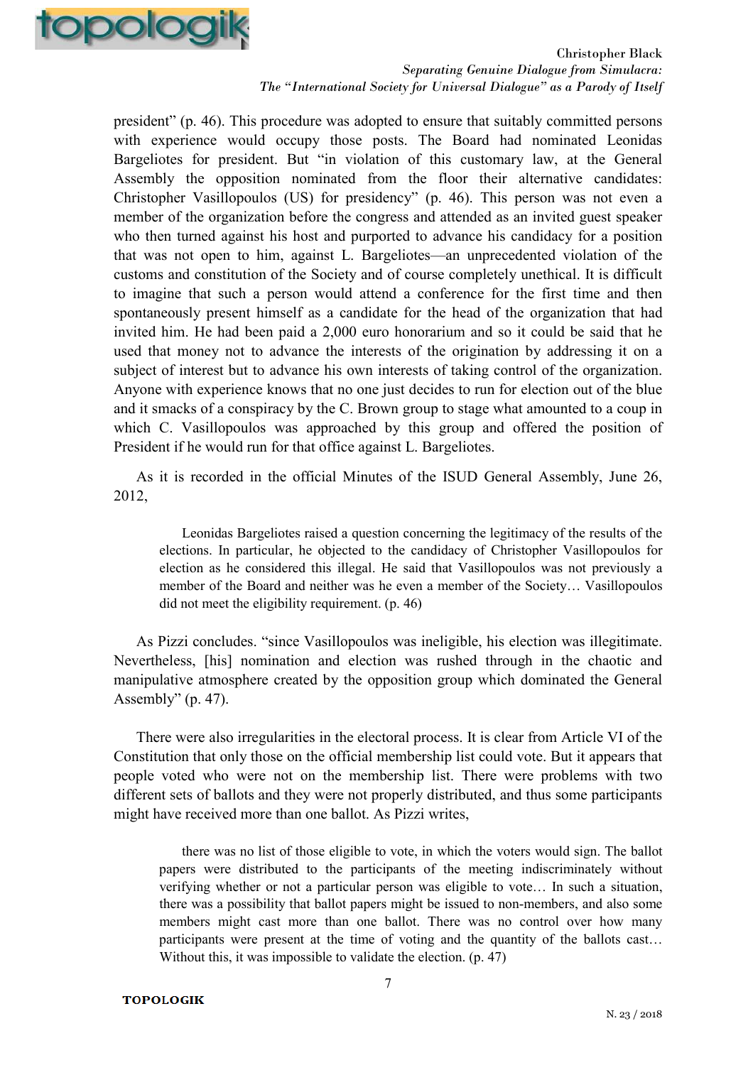president" (p. 46). This procedure was adopted to ensure that suitably committed persons with experience would occupy those posts. The Board had nominated Leonidas Bargeliotes for president. But "in violation of this customary law, at the General Assembly the opposition nominated from the floor their alternative candidates: Christopher Vasillopoulos (US) for presidency" (p. 46). This person was not even a member of the organization before the congress and attended as an invited guest speaker who then turned against his host and purported to advance his candidacy for a position that was not open to him, against L. Bargeliotes—an unprecedented violation of the customs and constitution of the Society and of course completely unethical. It is difficult to imagine that such a person would attend a conference for the first time and then spontaneously present himself as a candidate for the head of the organization that had invited him. He had been paid a 2,000 euro honorarium and so it could be said that he used that money not to advance the interests of the origination by addressing it on a subject of interest but to advance his own interests of taking control of the organization. Anyone with experience knows that no one just decides to run for election out of the blue and it smacks of a conspiracy by the C. Brown group to stage what amounted to a coup in which C. Vasillopoulos was approached by this group and offered the position of President if he would run for that office against L. Bargeliotes.

As it is recorded in the official Minutes of the ISUD General Assembly, June 26, 2012,

> Leonidas Bargeliotes raised a question concerning the legitimacy of the results of the elections. In particular, he objected to the candidacy of Christopher Vasillopoulos for election as he considered this illegal. He said that Vasillopoulos was not previously a member of the Board and neither was he even a member of the Society… Vasillopoulos did not meet the eligibility requirement. (p. 46)

As Pizzi concludes. "since Vasillopoulos was ineligible, his election was illegitimate. Nevertheless, [his] nomination and election was rushed through in the chaotic and manipulative atmosphere created by the opposition group which dominated the General Assembly" (p. 47).

There were also irregularities in the electoral process. It is clear from Article VI of the Constitution that only those on the official membership list could vote. But it appears that people voted who were not on the membership list. There were problems with two different sets of ballots and they were not properly distributed, and thus some participants might have received more than one ballot. As Pizzi writes,

> there was no list of those eligible to vote, in which the voters would sign. The ballot papers were distributed to the participants of the meeting indiscriminately without verifying whether or not a particular person was eligible to vote… In such a situation, there was a possibility that ballot papers might be issued to non-members, and also some members might cast more than one ballot. There was no control over how many participants were present at the time of voting and the quantity of the ballots cast… Without this, it was impossible to validate the election. (p. 47)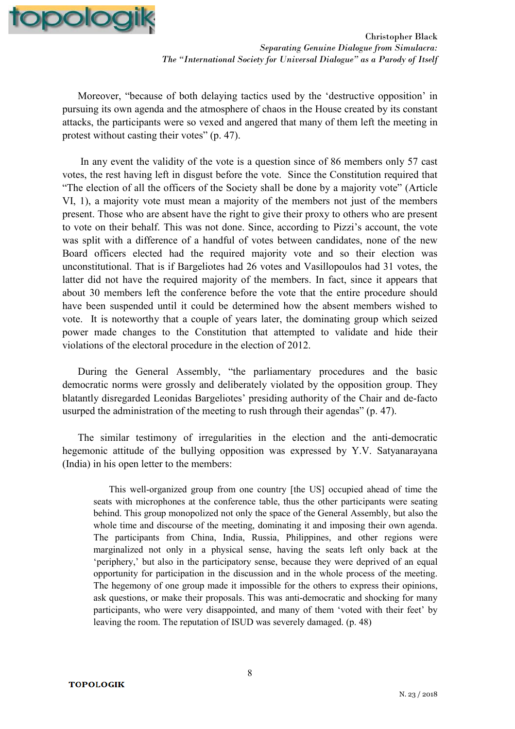Moreover, "because of both delaying tactics used by the 'destructive opposition' in pursuing its own agenda and the atmosphere of chaos in the House created by its constant attacks, the participants were so vexed and angered that many of them left the meeting in protest without casting their votes" (p. 47).

In any event the validity of the vote is a question since of 86 members only 57 cast votes, the rest having left in disgust before the vote. Since the Constitution required that "The election of all the officers of the Society shall be done by a majority vote" (Article VI, 1), a majority vote must mean a majority of the members not just of the members present. Those who are absent have the right to give their proxy to others who are present to vote on their behalf. This was not done. Since, according to Pizzi's account, the vote was split with a difference of a handful of votes between candidates, none of the new Board officers elected had the required majority vote and so their election was unconstitutional. That is if Bargeliotes had 26 votes and Vasillopoulos had 31 votes, the latter did not have the required majority of the members. In fact, since it appears that about 30 members left the conference before the vote that the entire procedure should have been suspended until it could be determined how the absent members wished to vote. It is noteworthy that a couple of years later, the dominating group which seized power made changes to the Constitution that attempted to validate and hide their violations of the electoral procedure in the election of 2012.

During the General Assembly, "the parliamentary procedures and the basic democratic norms were grossly and deliberately violated by the opposition group. They blatantly disregarded Leonidas Bargeliotes' presiding authority of the Chair and de-facto usurped the administration of the meeting to rush through their agendas" (p. 47).

The similar testimony of irregularities in the election and the anti-democratic hegemonic attitude of the bullying opposition was expressed by Y.V. Satyanarayana (India) in his open letter to the members:

> This well-organized group from one country [the US] occupied ahead of time the seats with microphones at the conference table, thus the other participants were seating behind. This group monopolized not only the space of the General Assembly, but also the whole time and discourse of the meeting, dominating it and imposing their own agenda. The participants from China, India, Russia, Philippines, and other regions were marginalized not only in a physical sense, having the seats left only back at the 'periphery,' but also in the participatory sense, because they were deprived of an equal opportunity for participation in the discussion and in the whole process of the meeting. The hegemony of one group made it impossible for the others to express their opinions, ask questions, or make their proposals. This was anti-democratic and shocking for many participants, who were very disappointed, and many of them 'voted with their feet' by leaving the room. The reputation of ISUD was severely damaged. (p. 48)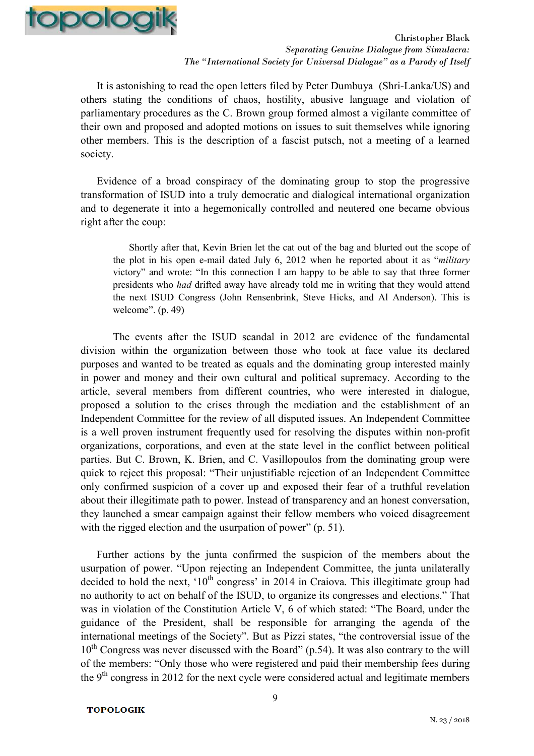It is astonishing to read the open letters filed by Peter Dumbuya (Shri-Lanka/US) and others stating the conditions of chaos, hostility, abusive language and violation of parliamentary procedures as the C. Brown group formed almost a vigilante committee of their own and proposed and adopted motions on issues to suit themselves while ignoring other members. This is the description of a fascist putsch, not a meeting of a learned society.

Evidence of a broad conspiracy of the dominating group to stop the progressive transformation of ISUD into a truly democratic and dialogical international organization and to degenerate it into a hegemonically controlled and neutered one became obvious right after the coup:

> Shortly after that, Kevin Brien let the cat out of the bag and blurted out the scope of the plot in his open e-mail dated July 6, 2012 when he reported about it as "*military* victory" and wrote: "In this connection I am happy to be able to say that three former presidents who *had* drifted away have already told me in writing that they would attend the next ISUD Congress (John Rensenbrink, Steve Hicks, and Al Anderson). This is welcome". (p. 49)

The events after the ISUD scandal in 2012 are evidence of the fundamental division within the organization between those who took at face value its declared purposes and wanted to be treated as equals and the dominating group interested mainly in power and money and their own cultural and political supremacy. According to the article, several members from different countries, who were interested in dialogue, proposed a solution to the crises through the mediation and the establishment of an Independent Committee for the review of all disputed issues. An Independent Committee is a well proven instrument frequently used for resolving the disputes within non-profit organizations, corporations, and even at the state level in the conflict between political parties. But C. Brown, K. Brien, and C. Vasillopoulos from the dominating group were quick to reject this proposal: "Their unjustifiable rejection of an Independent Committee only confirmed suspicion of a cover up and exposed their fear of a truthful revelation about their illegitimate path to power. Instead of transparency and an honest conversation, they launched a smear campaign against their fellow members who voiced disagreement with the rigged election and the usurpation of power" (p. 51).

Further actions by the junta confirmed the suspicion of the members about the usurpation of power. "Upon rejecting an Independent Committee, the junta unilaterally decided to hold the next, '10th congress' in 2014 in Craiova. This illegitimate group had no authority to act on behalf of the ISUD, to organize its congresses and elections." That was in violation of the Constitution Article V, 6 of which stated: "The Board, under the guidance of the President, shall be responsible for arranging the agenda of the international meetings of the Society". But as Pizzi states, "the controversial issue of the 10th Congress was never discussed with the Board" (p.54). It was also contrary to the will of the members: "Only those who were registered and paid their membership fees during the 9th congress in 2012 for the next cycle were considered actual and legitimate members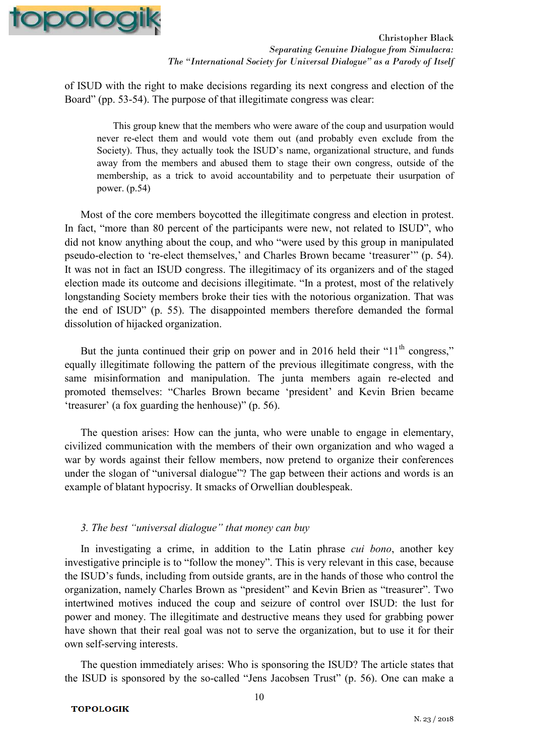of ISUD with the right to make decisions regarding its next congress and election of the Board" (pp. 53-54). The purpose of that illegitimate congress was clear:

> This group knew that the members who were aware of the coup and usurpation would never re-elect them and would vote them out (and probably even exclude from the Society). Thus, they actually took the ISUD's name, organizational structure, and funds away from the members and abused them to stage their own congress, outside of the membership, as a trick to avoid accountability and to perpetuate their usurpation of power. (p.54)

Most of the core members boycotted the illegitimate congress and election in protest. In fact, "more than 80 percent of the participants were new, not related to ISUD", who did not know anything about the coup, and who "were used by this group in manipulated pseudo-election to 're-elect themselves,' and Charles Brown became 'treasurer'" (p. 54). It was not in fact an ISUD congress. The illegitimacy of its organizers and of the staged election made its outcome and decisions illegitimate. "In a protest, most of the relatively longstanding Society members broke their ties with the notorious organization. That was the end of ISUD" (p. 55). The disappointed members therefore demanded the formal dissolution of hijacked organization.

But the junta continued their grip on power and in 2016 held their "11th congress," equally illegitimate following the pattern of the previous illegitimate congress, with the same misinformation and manipulation. The junta members again re-elected and promoted themselves: "Charles Brown became 'president' and Kevin Brien became 'treasurer' (a fox guarding the henhouse)" (p. 56).

The question arises: How can the junta, who were unable to engage in elementary, civilized communication with the members of their own organization and who waged a war by words against their fellow members, now pretend to organize their conferences under the slogan of "universal dialogue"? The gap between their actions and words is an example of blatant hypocrisy. It smacks of Orwellian doublespeak.

### *3. The best "universal dialogue" that money can buy*

In investigating a crime, in addition to the Latin phrase *cui bono*, another key investigative principle is to "follow the money". This is very relevant in this case, because the ISUD's funds, including from outside grants, are in the hands of those who control the organization, namely Charles Brown as "president" and Kevin Brien as "treasurer". Two intertwined motives induced the coup and seizure of control over ISUD: the lust for power and money. The illegitimate and destructive means they used for grabbing power have shown that their real goal was not to serve the organization, but to use it for their own self-serving interests.

The question immediately arises: Who is sponsoring the ISUD? The article states that the ISUD is sponsored by the so-called "Jens Jacobsen Trust" (p. 56). One can make a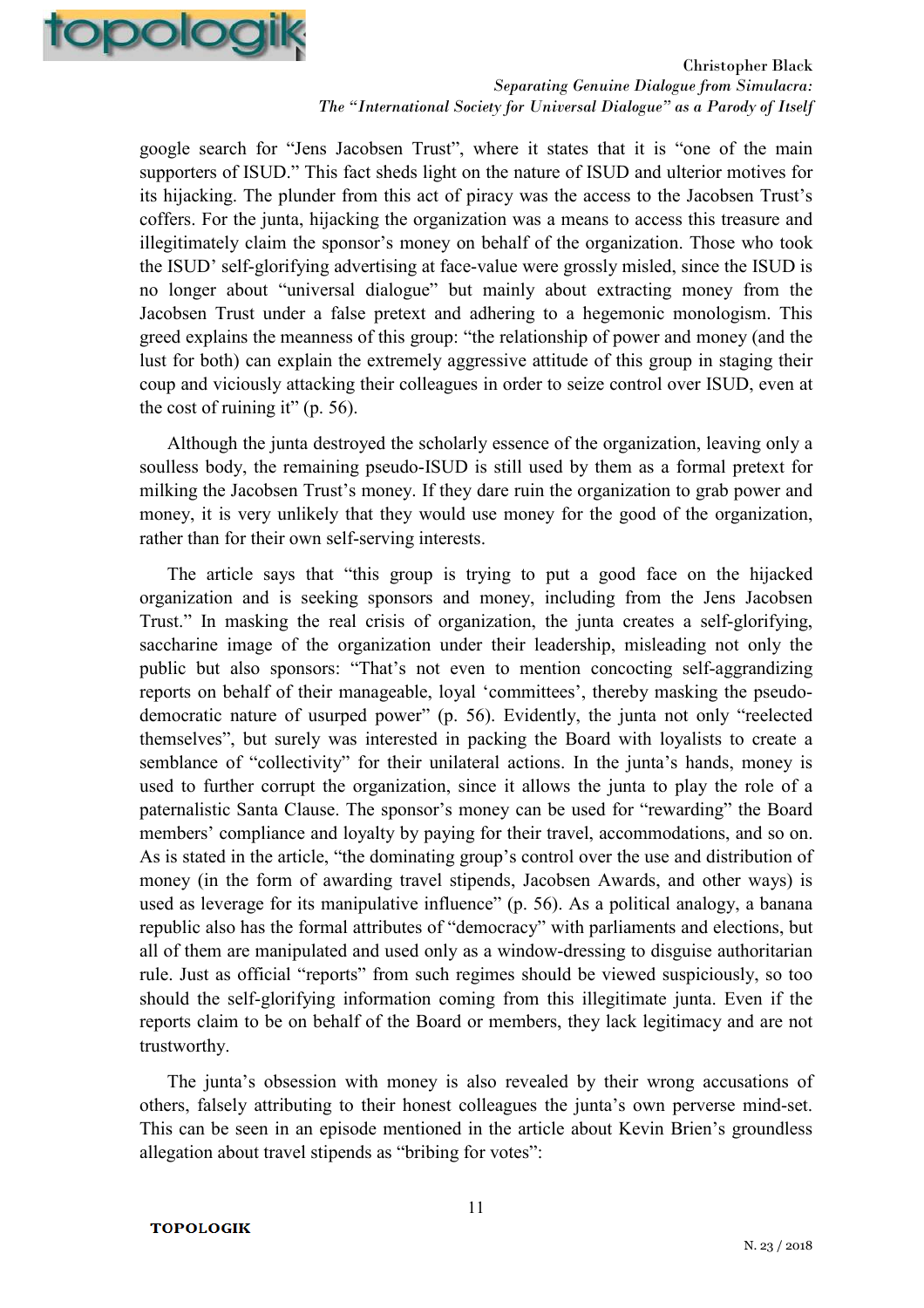google search for "Jens Jacobsen Trust", where it states that it is "one of the main supporters of ISUD." This fact sheds light on the nature of ISUD and ulterior motives for its hijacking. The plunder from this act of piracy was the access to the Jacobsen Trust's coffers. For the junta, hijacking the organization was a means to access this treasure and illegitimately claim the sponsor's money on behalf of the organization. Those who took the ISUD' self-glorifying advertising at face-value were grossly misled, since the ISUD is no longer about "universal dialogue" but mainly about extracting money from the Jacobsen Trust under a false pretext and adhering to a hegemonic monologism. This greed explains the meanness of this group: "the relationship of power and money (and the lust for both) can explain the extremely aggressive attitude of this group in staging their coup and viciously attacking their colleagues in order to seize control over ISUD, even at the cost of ruining it" (p. 56).

Although the junta destroyed the scholarly essence of the organization, leaving only a soulless body, the remaining pseudo-ISUD is still used by them as a formal pretext for milking the Jacobsen Trust's money. If they dare ruin the organization to grab power and money, it is very unlikely that they would use money for the good of the organization, rather than for their own self-serving interests.

The article says that "this group is trying to put a good face on the hijacked organization and is seeking sponsors and money, including from the Jens Jacobsen Trust." In masking the real crisis of organization, the junta creates a self-glorifying, saccharine image of the organization under their leadership, misleading not only the public but also sponsors: "That's not even to mention concocting self-aggrandizing reports on behalf of their manageable, loyal 'committees', thereby masking the pseudo-democratic nature of usurped power" (p. 56). Evidently, the junta not only "reelected themselves", but surely was interested in packing the Board with loyalists to create a semblance of "collectivity" for their unilateral actions. In the junta's hands, money is used to further corrupt the organization, since it allows the junta to play the role of a paternalistic Santa Clause. The sponsor's money can be used for "rewarding" the Board members' compliance and loyalty by paying for their travel, accommodations, and so on. As is stated in the article, "the dominating group's control over the use and distribution of money (in the form of awarding travel stipends, Jacobsen Awards, and other ways) is used as leverage for its manipulative influence" (p. 56). As a political analogy, a banana republic also has the formal attributes of "democracy" with parliaments and elections, but all of them are manipulated and used only as a window-dressing to disguise authoritarian rule. Just as official "reports" from such regimes should be viewed suspiciously, so too should the self-glorifying information coming from this illegitimate junta. Even if the reports claim to be on behalf of the Board or members, they lack legitimacy and are not trustworthy.

The junta's obsession with money is also revealed by their wrong accusations of others, falsely attributing to their honest colleagues the junta's own perverse mind-set. This can be seen in an episode mentioned in the article about Kevin Brien's groundless allegation about travel stipends as "bribing for votes":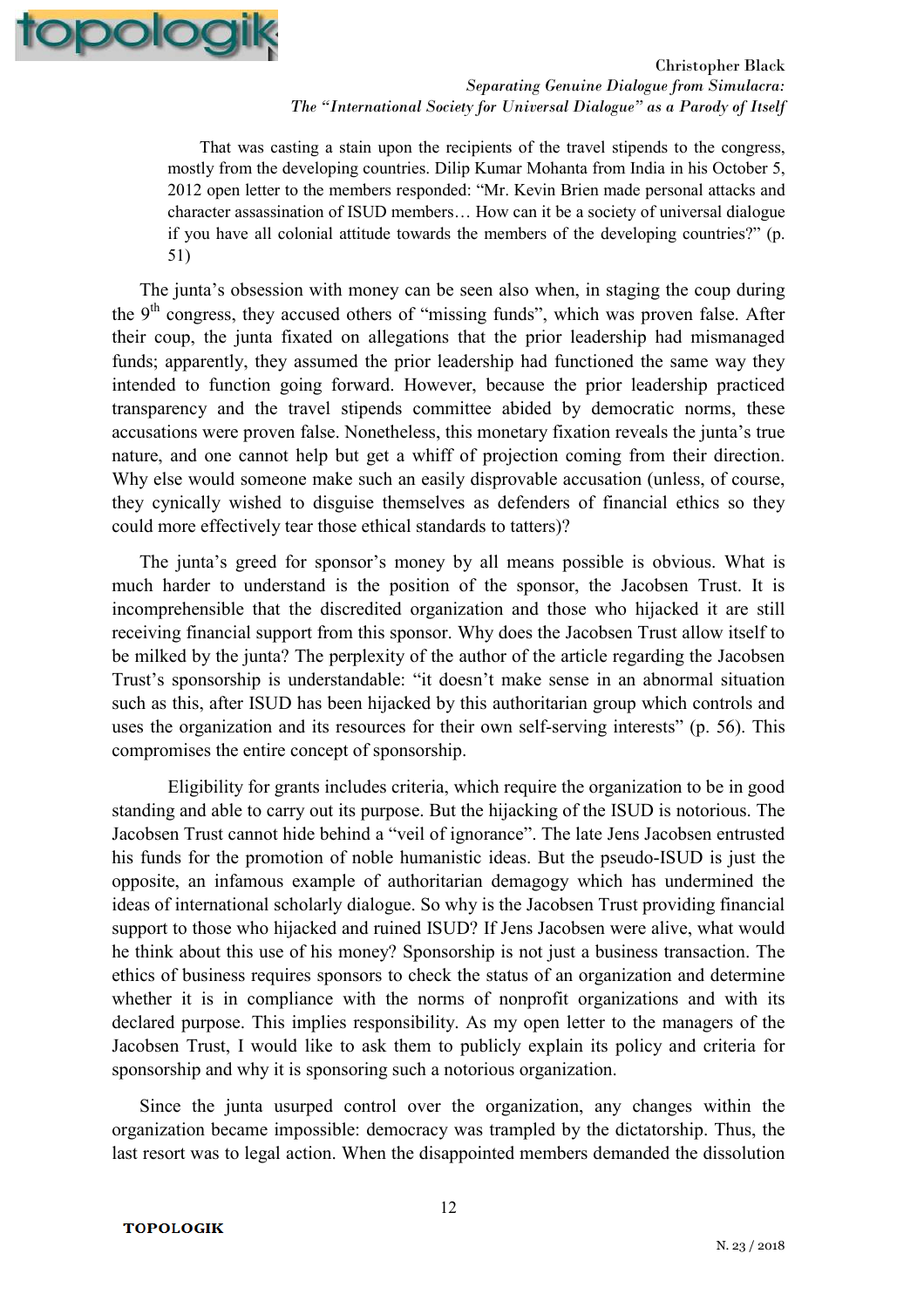> That was casting a stain upon the recipients of the travel stipends to the congress, mostly from the developing countries. Dilip Kumar Mohanta from India in his October 5, 2012 open letter to the members responded: "Mr. Kevin Brien made personal attacks and character assassination of ISUD members… How can it be a society of universal dialogue if you have all colonial attitude towards the members of the developing countries?" (p. 51)

The junta's obsession with money can be seen also when, in staging the coup during the 9th congress, they accused others of "missing funds", which was proven false. After their coup, the junta fixated on allegations that the prior leadership had mismanaged funds; apparently, they assumed the prior leadership had functioned the same way they intended to function going forward. However, because the prior leadership practiced transparency and the travel stipends committee abided by democratic norms, these accusations were proven false. Nonetheless, this monetary fixation reveals the junta's true nature, and one cannot help but get a whiff of projection coming from their direction. Why else would someone make such an easily disprovable accusation (unless, of course, they cynically wished to disguise themselves as defenders of financial ethics so they could more effectively tear those ethical standards to tatters)?

The junta's greed for sponsor's money by all means possible is obvious. What is much harder to understand is the position of the sponsor, the Jacobsen Trust. It is incomprehensible that the discredited organization and those who hijacked it are still receiving financial support from this sponsor. Why does the Jacobsen Trust allow itself to be milked by the junta? The perplexity of the author of the article regarding the Jacobsen Trust's sponsorship is understandable: "it doesn't make sense in an abnormal situation such as this, after ISUD has been hijacked by this authoritarian group which controls and uses the organization and its resources for their own self-serving interests" (p. 56). This compromises the entire concept of sponsorship.

Eligibility for grants includes criteria, which require the organization to be in good standing and able to carry out its purpose. But the hijacking of the ISUD is notorious. The Jacobsen Trust cannot hide behind a "veil of ignorance". The late Jens Jacobsen entrusted his funds for the promotion of noble humanistic ideas. But the pseudo-ISUD is just the opposite, an infamous example of authoritarian demagogy which has undermined the ideas of international scholarly dialogue. So why is the Jacobsen Trust providing financial support to those who hijacked and ruined ISUD? If Jens Jacobsen were alive, what would he think about this use of his money? Sponsorship is not just a business transaction. The ethics of business requires sponsors to check the status of an organization and determine whether it is in compliance with the norms of nonprofit organizations and with its declared purpose. This implies responsibility. As my open letter to the managers of the Jacobsen Trust, I would like to ask them to publicly explain its policy and criteria for sponsorship and why it is sponsoring such a notorious organization.

Since the junta usurped control over the organization, any changes within the organization became impossible: democracy was trampled by the dictatorship. Thus, the last resort was to legal action. When the disappointed members demanded the dissolution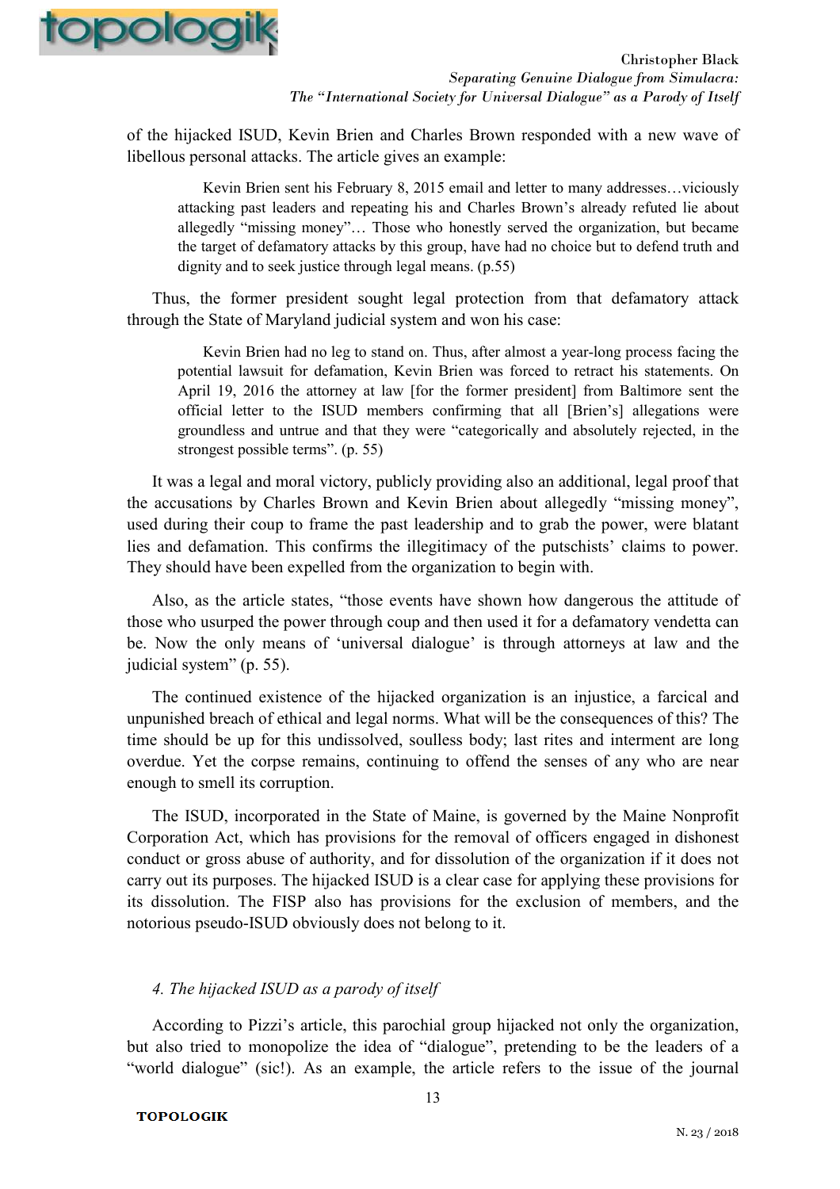of the hijacked ISUD, Kevin Brien and Charles Brown responded with a new wave of libellous personal attacks. The article gives an example:

> Kevin Brien sent his February 8, 2015 email and letter to many addresses…viciously attacking past leaders and repeating his and Charles Brown's already refuted lie about allegedly "missing money"… Those who honestly served the organization, but became the target of defamatory attacks by this group, have had no choice but to defend truth and dignity and to seek justice through legal means. (p.55)

Thus, the former president sought legal protection from that defamatory attack through the State of Maryland judicial system and won his case:

> Kevin Brien had no leg to stand on. Thus, after almost a year-long process facing the potential lawsuit for defamation, Kevin Brien was forced to retract his statements. On April 19, 2016 the attorney at law [for the former president] from Baltimore sent the official letter to the ISUD members confirming that all [Brien's] allegations were groundless and untrue and that they were "categorically and absolutely rejected, in the strongest possible terms". (p. 55)

It was a legal and moral victory, publicly providing also an additional, legal proof that the accusations by Charles Brown and Kevin Brien about allegedly "missing money", used during their coup to frame the past leadership and to grab the power, were blatant lies and defamation. This confirms the illegitimacy of the putschists' claims to power. They should have been expelled from the organization to begin with.

Also, as the article states, "those events have shown how dangerous the attitude of those who usurped the power through coup and then used it for a defamatory vendetta can be. Now the only means of 'universal dialogue' is through attorneys at law and the judicial system" (p. 55).

The continued existence of the hijacked organization is an injustice, a farcical and unpunished breach of ethical and legal norms. What will be the consequences of this? The time should be up for this undissolved, soulless body; last rites and interment are long overdue. Yet the corpse remains, continuing to offend the senses of any who are near enough to smell its corruption.

The ISUD, incorporated in the State of Maine, is governed by the Maine Nonprofit Corporation Act, which has provisions for the removal of officers engaged in dishonest conduct or gross abuse of authority, and for dissolution of the organization if it does not carry out its purposes. The hijacked ISUD is a clear case for applying these provisions for its dissolution. The FISP also has provisions for the exclusion of members, and the notorious pseudo-ISUD obviously does not belong to it.

## *4. The hijacked ISUD as a parody of itself*

According to Pizzi's article, this parochial group hijacked not only the organization, but also tried to monopolize the idea of "dialogue", pretending to be the leaders of a "world dialogue" (sic!). As an example, the article refers to the issue of the journal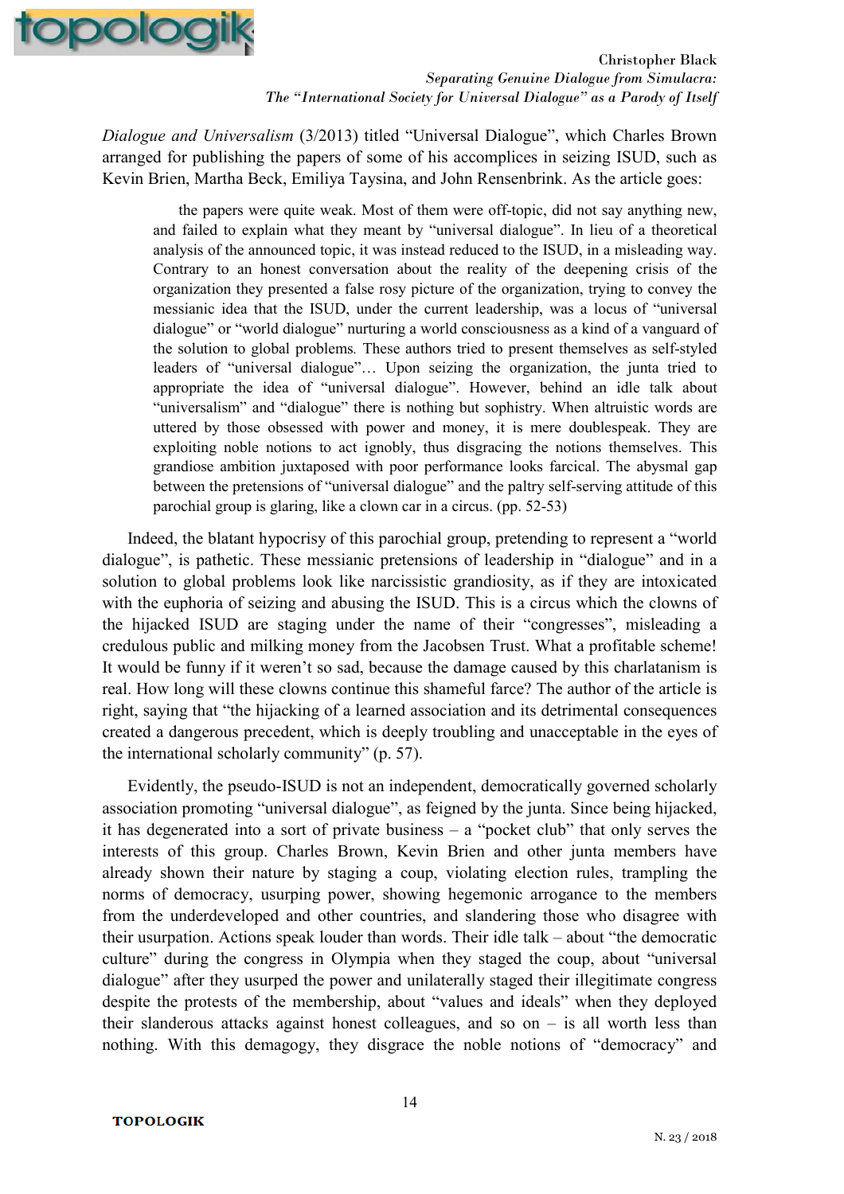*Dialogue and Universalism* (3/2013) titled "Universal Dialogue", which Charles Brown arranged for publishing the papers of some of his accomplices in seizing ISUD, such as Kevin Brien, Martha Beck, Emiliya Taysina, and John Rensenbrink. As the article goes:

> the papers were quite weak. Most of them were off-topic, did not say anything new, and failed to explain what they meant by "universal dialogue". In lieu of a theoretical analysis of the announced topic, it was instead reduced to the ISUD, in a misleading way. Contrary to an honest conversation about the reality of the deepening crisis of the organization they presented a false rosy picture of the organization, trying to convey the messianic idea that the ISUD, under the current leadership, was a locus of "universal dialogue" or "world dialogue" nurturing a world consciousness as a kind of a vanguard of the solution to global problems. These authors tried to present themselves as self-styled leaders of "universal dialogue"… Upon seizing the organization, the junta tried to appropriate the idea of "universal dialogue". However, behind an idle talk about "universalism" and "dialogue" there is nothing but sophistry. When altruistic words are uttered by those obsessed with power and money, it is mere doublespeak. They are exploiting noble notions to act ignobly, thus disgracing the notions themselves. This grandiose ambition juxtaposed with poor performance looks farcical. The abysmal gap between the pretensions of "universal dialogue" and the paltry self-serving attitude of this parochial group is glaring, like a clown car in a circus. (pp. 52-53)

Indeed, the blatant hypocrisy of this parochial group, pretending to represent a "world dialogue", is pathetic. These messianic pretensions of leadership in "dialogue" and in a solution to global problems look like narcissistic grandiosity, as if they are intoxicated with the euphoria of seizing and abusing the ISUD. This is a circus which the clowns of the hijacked ISUD are staging under the name of their "congresses", misleading a credulous public and milking money from the Jacobsen Trust. What a profitable scheme! It would be funny if it weren't so sad, because the damage caused by this charlatanism is real. How long will these clowns continue this shameful farce? The author of the article is right, saying that "the hijacking of a learned association and its detrimental consequences created a dangerous precedent, which is deeply troubling and unacceptable in the eyes of the international scholarly community" (p. 57).

Evidently, the pseudo-ISUD is not an independent, democratically governed scholarly association promoting "universal dialogue", as feigned by the junta. Since being hijacked, it has degenerated into a sort of private business – a "pocket club" that only serves the interests of this group. Charles Brown, Kevin Brien and other junta members have already shown their nature by staging a coup, violating election rules, trampling the norms of democracy, usurping power, showing hegemonic arrogance to the members from the underdeveloped and other countries, and slandering those who disagree with their usurpation. Actions speak louder than words. Their idle talk – about "the democratic culture" during the congress in Olympia when they staged the coup, about "universal dialogue" after they usurped the power and unilaterally staged their illegitimate congress despite the protests of the membership, about "values and ideals" when they deployed their slanderous attacks against honest colleagues, and so on – is all worth less than nothing. With this demagogy, they disgrace the noble notions of "democracy" and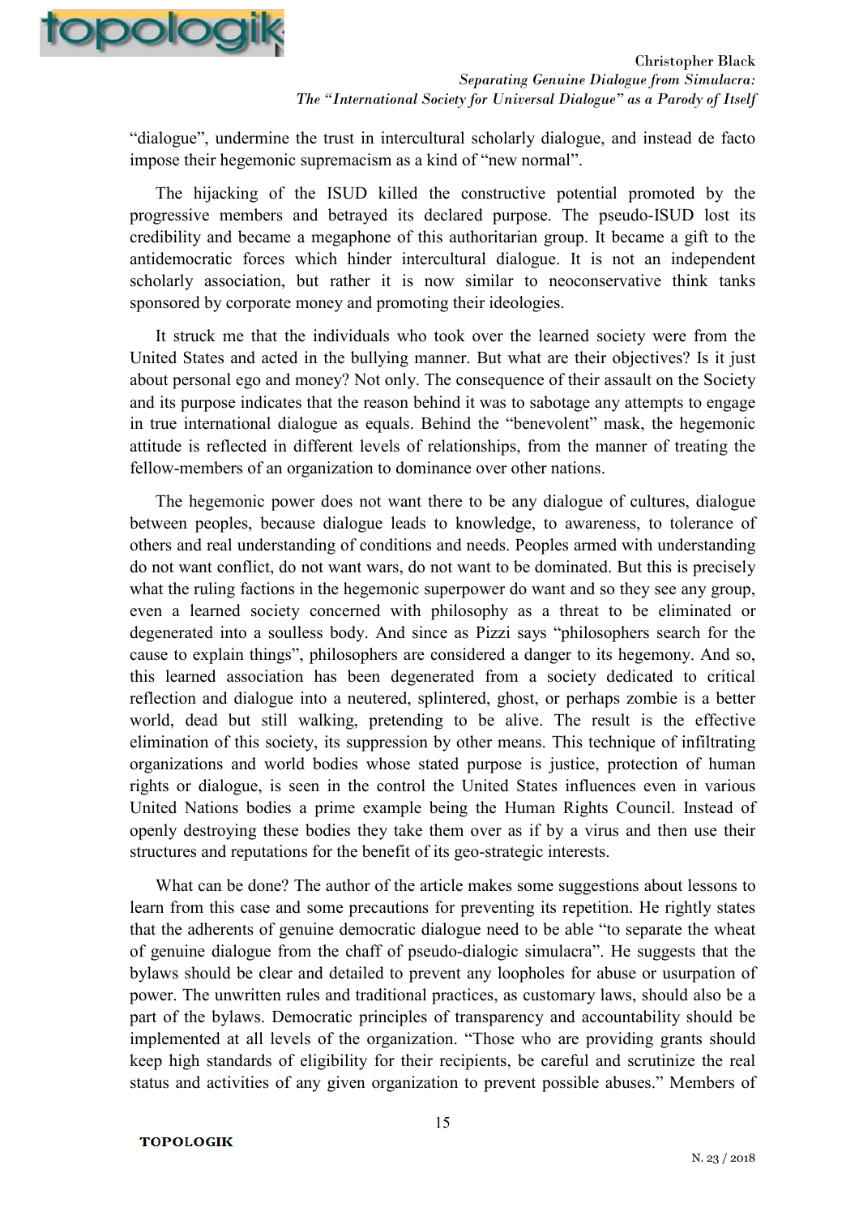“dialogue”, undermine the trust in intercultural scholarly dialogue, and instead de facto impose their hegemonic supremacism as a kind of “new normal”.

The hijacking of the ISUD killed the constructive potential promoted by the progressive members and betrayed its declared purpose. The pseudo-ISUD lost its credibility and became a megaphone of this authoritarian group. It became a gift to the antidemocratic forces which hinder intercultural dialogue. It is not an independent scholarly association, but rather it is now similar to neoconservative think tanks sponsored by corporate money and promoting their ideologies.

It struck me that the individuals who took over the learned society were from the United States and acted in the bullying manner. But what are their objectives? Is it just about personal ego and money? Not only. The consequence of their assault on the Society and its purpose indicates that the reason behind it was to sabotage any attempts to engage in true international dialogue as equals. Behind the “benevolent” mask, the hegemonic attitude is reflected in different levels of relationships, from the manner of treating the fellow-members of an organization to dominance over other nations.

The hegemonic power does not want there to be any dialogue of cultures, dialogue between peoples, because dialogue leads to knowledge, to awareness, to tolerance of others and real understanding of conditions and needs. Peoples armed with understanding do not want conflict, do not want wars, do not want to be dominated. But this is precisely what the ruling factions in the hegemonic superpower do want and so they see any group, even a learned society concerned with philosophy as a threat to be eliminated or degenerated into a soulless body. And since as Pizzi says “philosophers search for the cause to explain things”, philosophers are considered a danger to its hegemony. And so, this learned association has been degenerated from a society dedicated to critical reflection and dialogue into a neutered, splintered, ghost, or perhaps zombie is a better world, dead but still walking, pretending to be alive. The result is the effective elimination of this society, its suppression by other means. This technique of infiltrating organizations and world bodies whose stated purpose is justice, protection of human rights or dialogue, is seen in the control the United States influences even in various United Nations bodies a prime example being the Human Rights Council. Instead of openly destroying these bodies they take them over as if by a virus and then use their structures and reputations for the benefit of its geo-strategic interests.

What can be done? The author of the article makes some suggestions about lessons to learn from this case and some precautions for preventing its repetition. He rightly states that the adherents of genuine democratic dialogue need to be able “to separate the wheat of genuine dialogue from the chaff of pseudo-dialogic simulacra”. He suggests that the bylaws should be clear and detailed to prevent any loopholes for abuse or usurpation of power. The unwritten rules and traditional practices, as customary laws, should also be a part of the bylaws. Democratic principles of transparency and accountability should be implemented at all levels of the organization. “Those who are providing grants should keep high standards of eligibility for their recipients, be careful and scrutinize the real status and activities of any given organization to prevent possible abuses.” Members of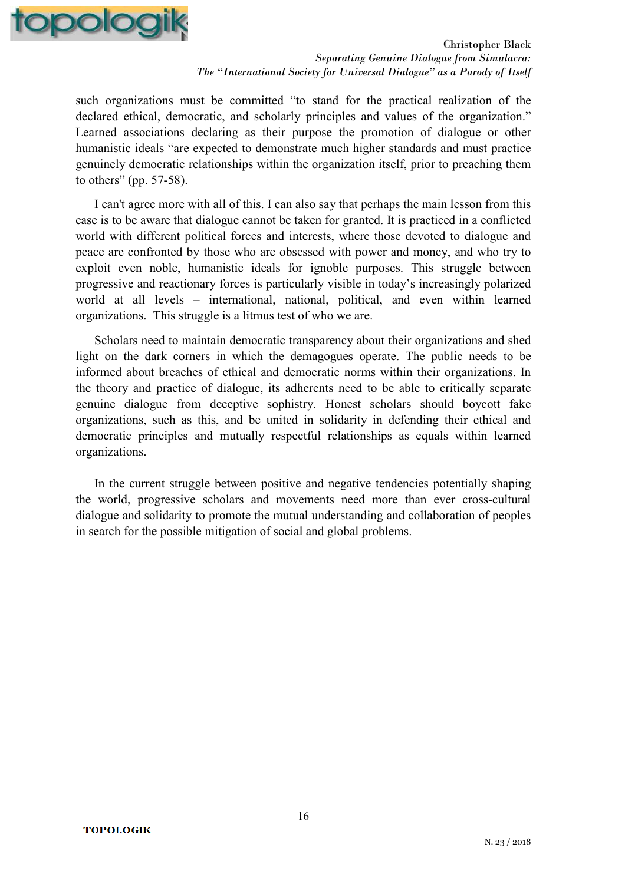such organizations must be committed "to stand for the practical realization of the declared ethical, democratic, and scholarly principles and values of the organization." Learned associations declaring as their purpose the promotion of dialogue or other humanistic ideals "are expected to demonstrate much higher standards and must practice genuinely democratic relationships within the organization itself, prior to preaching them to others" (pp. 57-58).

I can't agree more with all of this. I can also say that perhaps the main lesson from this case is to be aware that dialogue cannot be taken for granted. It is practiced in a conflicted world with different political forces and interests, where those devoted to dialogue and peace are confronted by those who are obsessed with power and money, and who try to exploit even noble, humanistic ideals for ignoble purposes. This struggle between progressive and reactionary forces is particularly visible in today's increasingly polarized world at all levels – international, national, political, and even within learned organizations. This struggle is a litmus test of who we are.

Scholars need to maintain democratic transparency about their organizations and shed light on the dark corners in which the demagogues operate. The public needs to be informed about breaches of ethical and democratic norms within their organizations. In the theory and practice of dialogue, its adherents need to be able to critically separate genuine dialogue from deceptive sophistry. Honest scholars should boycott fake organizations, such as this, and be united in solidarity in defending their ethical and democratic principles and mutually respectful relationships as equals within learned organizations.

In the current struggle between positive and negative tendencies potentially shaping the world, progressive scholars and movements need more than ever cross-cultural dialogue and solidarity to promote the mutual understanding and collaboration of peoples in search for the possible mitigation of social and global problems.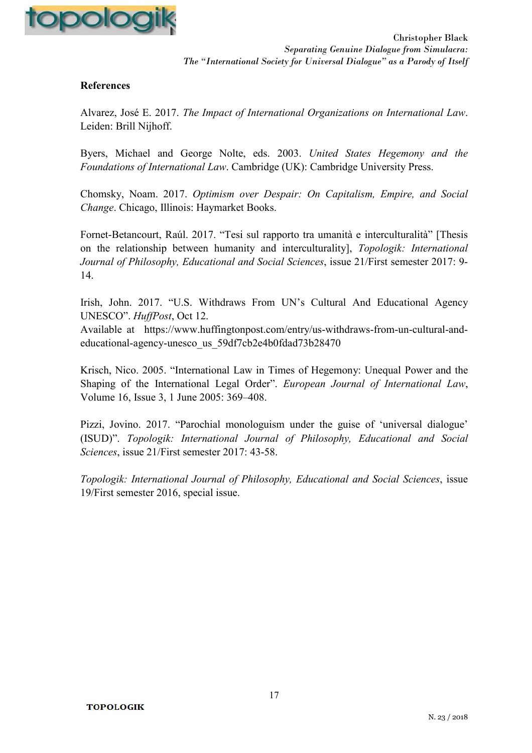**References**

Alvarez, José E. 2017. *The Impact of International Organizations on International Law*. Leiden: Brill Nijhoff.

Byers, Michael and George Nolte, eds. 2003. *United States Hegemony and the Foundations of International Law*. Cambridge (UK): Cambridge University Press.

Chomsky, Noam. 2017. *Optimism over Despair: On Capitalism, Empire, and Social Change*. Chicago, Illinois: Haymarket Books.

Fornet-Betancourt, Raúl. 2017. "Tesi sul rapporto tra umanità e interculturalità" [Thesis on the relationship between humanity and interculturality], *Topologik: International Journal of Philosophy, Educational and Social Sciences*, issue 21/First semester 2017: 9-14.

Irish, John. 2017. "U.S. Withdraws From UN's Cultural And Educational Agency UNESCO". *HuffPost*, Oct 12.
Available at https://www.huffingtonpost.com/entry/us-withdraws-from-un-cultural-and-educational-agency-unesco_us_59df7cb2e4b0fdad73b28470

Krisch, Nico. 2005. "International Law in Times of Hegemony: Unequal Power and the Shaping of the International Legal Order". *European Journal of International Law*, Volume 16, Issue 3, 1 June 2005: 369–408.

Pizzi, Jovino. 2017. "Parochial monologuism under the guise of 'universal dialogue' (ISUD)". *Topologik: International Journal of Philosophy, Educational and Social Sciences*, issue 21/First semester 2017: 43-58.

*Topologik: International Journal of Philosophy, Educational and Social Sciences*, issue 19/First semester 2016, special issue.